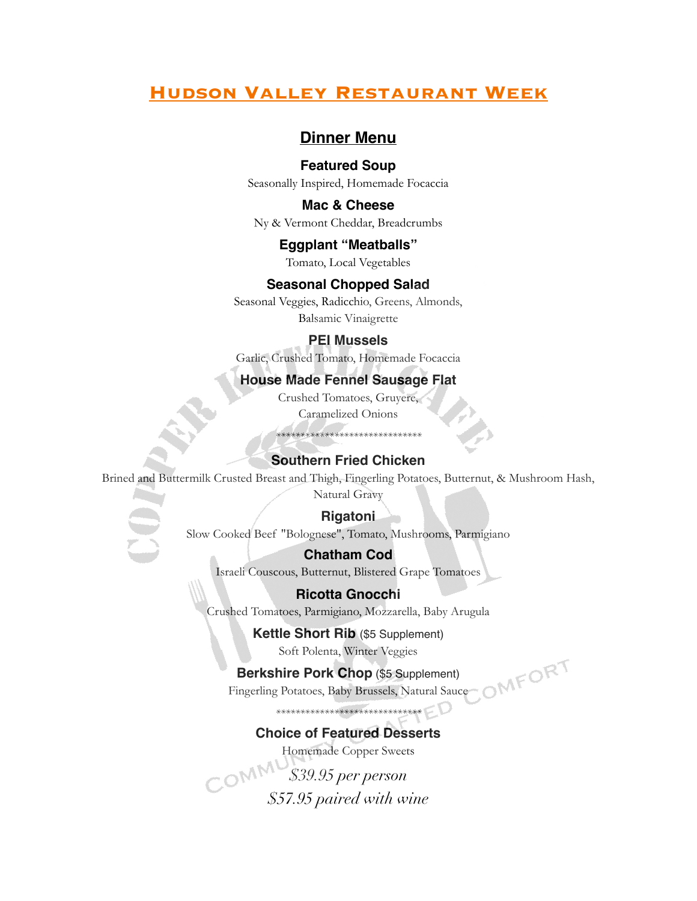# Hudson Valley Restaurant Week

## Dinner Menu

### Featured Soup
Seasonally Inspired, Homemade Focaccia

### Mac & Cheese
Ny & Vermont Cheddar, Breadcrumbs

### Eggplant "Meatballs"
Tomato, Local Vegetables

### Seasonal Chopped Salad
Seasonal Veggies, Radicchio, Greens, Almonds,
Balsamic Vinaigrette

### PEI Mussels
Garlic, Crushed Tomato, Homemade Focaccia

### House Made Fennel Sausage Flat
Crushed Tomatoes, Gruyere,
Caramelized Onions

******************************

### Southern Fried Chicken
Brined and Buttermilk Crusted Breast and Thigh, Fingerling Potatoes, Butternut, & Mushroom Hash,
Natural Gravy

### Rigatoni
Slow Cooked Beef "Bolognese", Tomato, Mushrooms, Parmigiano

### Chatham Cod
Israeli Couscous, Butternut, Blistered Grape Tomatoes

### Ricotta Gnocchi
Crushed Tomatoes, Parmigiano, Mozzarella, Baby Arugula

### Kettle Short Rib ($5 Supplement)
Soft Polenta, Winter Veggies

### Berkshire Pork Chop ($5 Supplement)
Fingerling Potatoes, Baby Brussels, Natural Sauce

******************************

### Choice of Featured Desserts
Homemade Copper Sweets

*$39.95 per person*

*$57.95 paired with wine*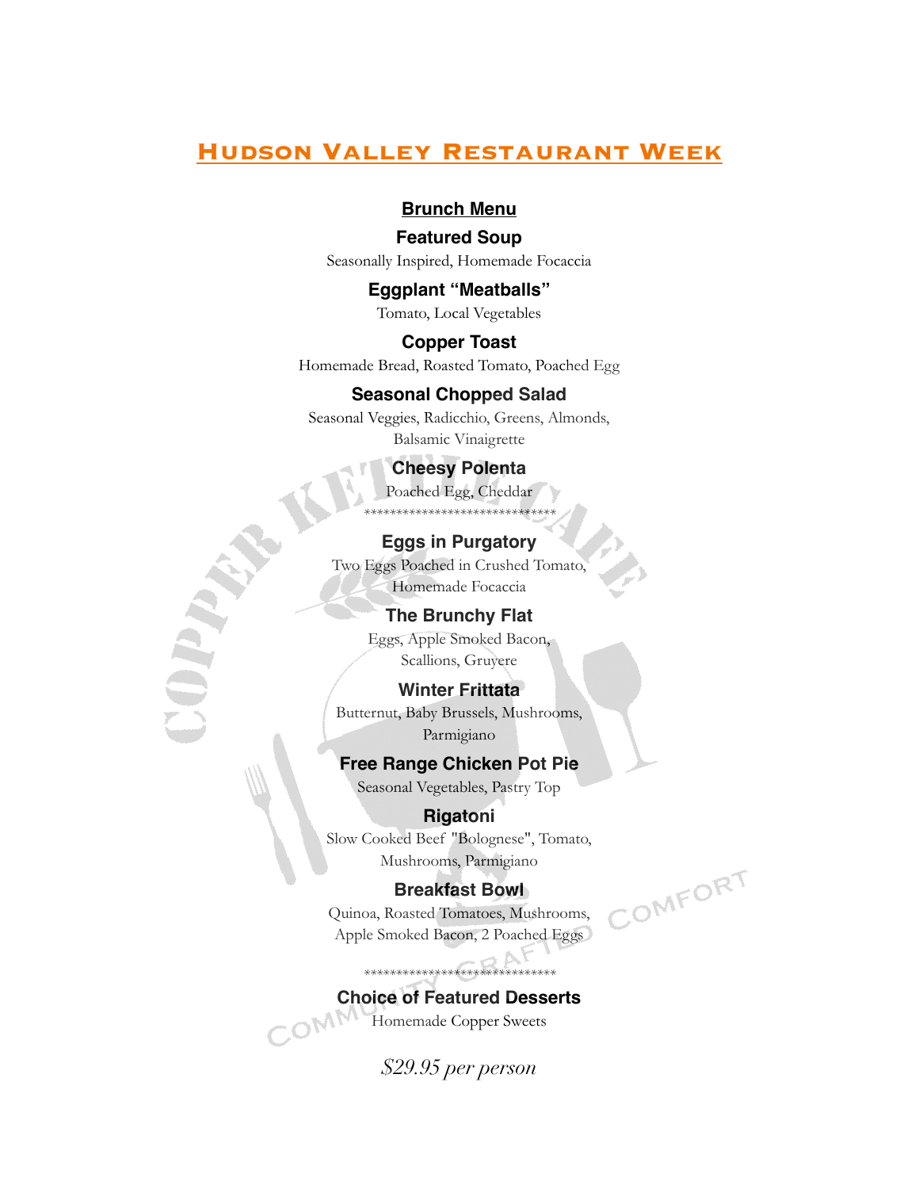# Hudson Valley Restaurant Week

## Brunch Menu

**Featured Soup**
Seasonally Inspired, Homemade Focaccia

**Eggplant "Meatballs"**
Tomato, Local Vegetables

**Copper Toast**
Homemade Bread, Roasted Tomato, Poached Egg

**Seasonal Chopped Salad**
Seasonal Veggies, Radicchio, Greens, Almonds, Balsamic Vinaigrette

**Cheesy Polenta**
Poached Egg, Cheddar

******************************

**Eggs in Purgatory**
Two Eggs Poached in Crushed Tomato, Homemade Focaccia

**The Brunchy Flat**
Eggs, Apple Smoked Bacon, Scallions, Gruyere

**Winter Frittata**
Butternut, Baby Brussels, Mushrooms, Parmigiano

**Free Range Chicken Pot Pie**
Seasonal Vegetables, Pastry Top

**Rigatoni**
Slow Cooked Beef "Bolognese", Tomato, Mushrooms, Parmigiano

**Breakfast Bowl**
Quinoa, Roasted Tomatoes, Mushrooms, Apple Smoked Bacon, 2 Poached Eggs

******************************

**Choice of Featured Desserts**
Homemade Copper Sweets

*$29.95 per person*